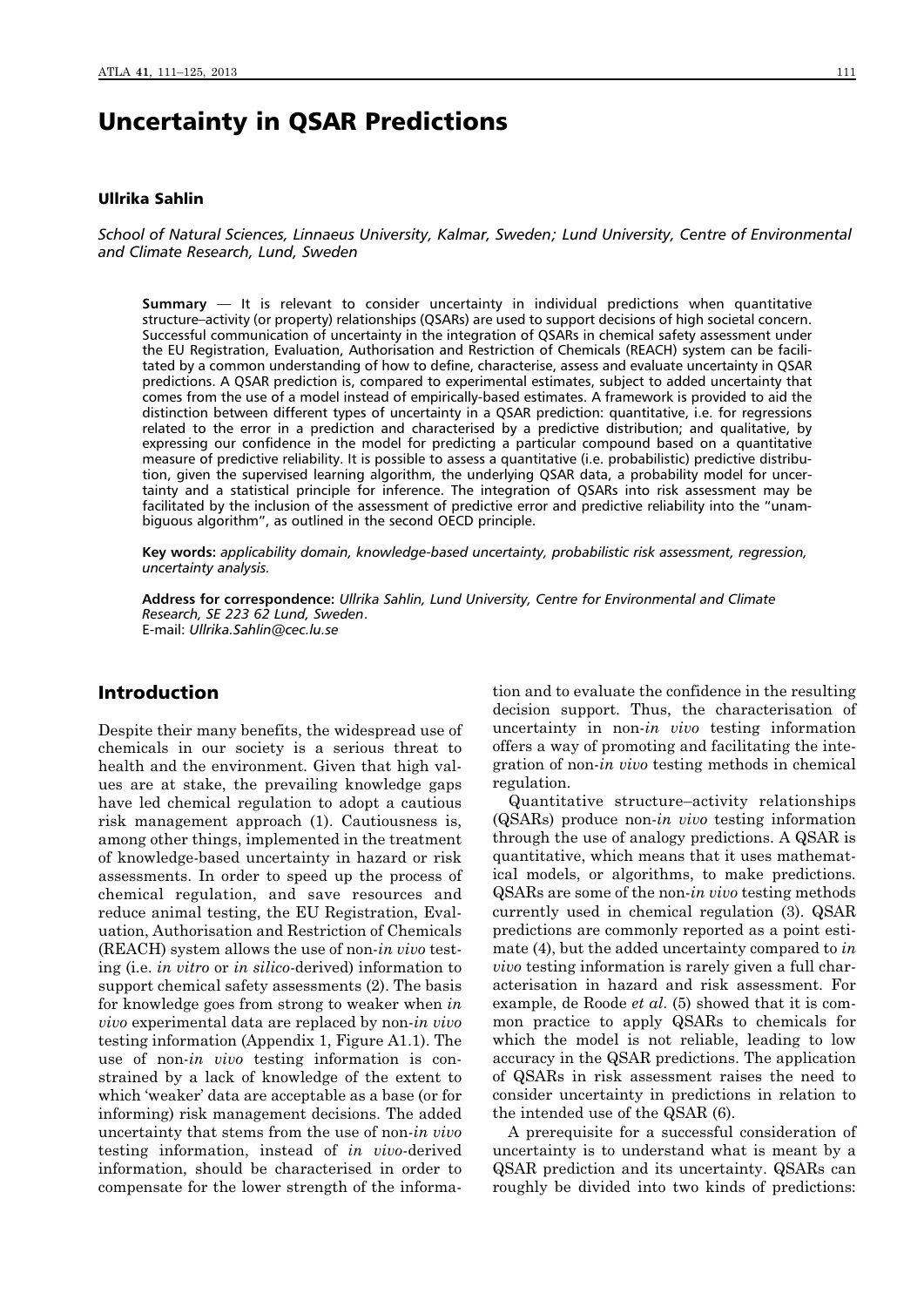# Uncertainty in QSAR Predictions

**Ullrika Sahlin**

*School of Natural Sciences, Linnaeus University, Kalmar, Sweden; Lund University, Centre of Environmental and Climate Research, Lund, Sweden*

**Summary** — It is relevant to consider uncertainty in individual predictions when quantitative structure–activity (or property) relationships (QSARs) are used to support decisions of high societal concern. Successful communication of uncertainty in the integration of QSARs in chemical safety assessment under the EU Registration, Evaluation, Authorisation and Restriction of Chemicals (REACH) system can be facilitated by a common understanding of how to define, characterise, assess and evaluate uncertainty in QSAR predictions. A QSAR prediction is, compared to experimental estimates, subject to added uncertainty that comes from the use of a model instead of empirically-based estimates. A framework is provided to aid the distinction between different types of uncertainty in a QSAR prediction: quantitative, i.e. for regressions related to the error in a prediction and characterised by a predictive distribution; and qualitative, by expressing our confidence in the model for predicting a particular compound based on a quantitative measure of predictive reliability. It is possible to assess a quantitative (i.e. probabilistic) predictive distribution, given the supervised learning algorithm, the underlying QSAR data, a probability model for uncertainty and a statistical principle for inference. The integration of QSARs into risk assessment may be facilitated by the inclusion of the assessment of predictive error and predictive reliability into the "unambiguous algorithm", as outlined in the second OECD principle.

**Key words:** *applicability domain, knowledge-based uncertainty, probabilistic risk assessment, regression, uncertainty analysis.*

**Address for correspondence:** *Ullrika Sahlin, Lund University, Centre for Environmental and Climate Research, SE 223 62 Lund, Sweden*.
E-mail: *Ullrika.Sahlin@cec.lu.se*

## Introduction

Despite their many benefits, the widespread use of chemicals in our society is a serious threat to health and the environment. Given that high values are at stake, the prevailing knowledge gaps have led chemical regulation to adopt a cautious risk management approach (1). Cautiousness is, among other things, implemented in the treatment of knowledge-based uncertainty in hazard or risk assessments. In order to speed up the process of chemical regulation, and save resources and reduce animal testing, the EU Registration, Evaluation, Authorisation and Restriction of Chemicals (REACH) system allows the use of non-*in vivo* testing (i.e. *in vitro* or *in silico*-derived) information to support chemical safety assessments (2). The basis for knowledge goes from strong to weaker when *in vivo* experimental data are replaced by non-*in vivo* testing information (Appendix 1, Figure A1.1). The use of non-*in vivo* testing information is constrained by a lack of knowledge of the extent to which 'weaker' data are acceptable as a base (or for informing) risk management decisions. The added uncertainty that stems from the use of non-*in vivo* testing information, instead of *in vivo*-derived information, should be characterised in order to compensate for the lower strength of the information and to evaluate the confidence in the resulting decision support. Thus, the characterisation of uncertainty in non-*in vivo* testing information offers a way of promoting and facilitating the integration of non-*in vivo* testing methods in chemical regulation.

Quantitative structure–activity relationships (QSARs) produce non-*in vivo* testing information through the use of analogy predictions. A QSAR is quantitative, which means that it uses mathematical models, or algorithms, to make predictions. QSARs are some of the non-*in vivo* testing methods currently used in chemical regulation (3). QSAR predictions are commonly reported as a point estimate (4), but the added uncertainty compared to *in vivo* testing information is rarely given a full characterisation in hazard and risk assessment. For example, de Roode *et al.* (5) showed that it is common practice to apply QSARs to chemicals for which the model is not reliable, leading to low accuracy in the QSAR predictions. The application of QSARs in risk assessment raises the need to consider uncertainty in predictions in relation to the intended use of the QSAR (6).

A prerequisite for a successful consideration of uncertainty is to understand what is meant by a QSAR prediction and its uncertainty. QSARs can roughly be divided into two kinds of predictions: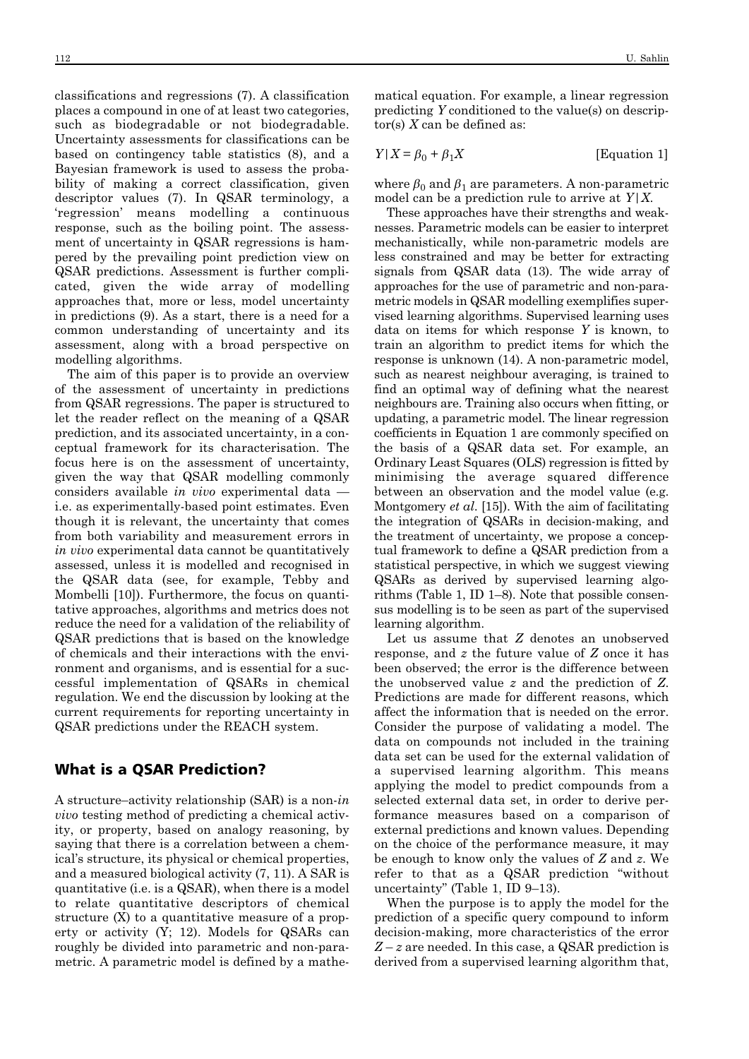classifications and regressions (7). A classification places a compound in one of at least two categories, such as biodegradable or not biodegradable. Uncertainty assessments for classifications can be based on contingency table statistics (8), and a Bayesian framework is used to assess the probability of making a correct classification, given descriptor values (7). In QSAR terminology, a 'regression' means modelling a continuous response, such as the boiling point. The assessment of uncertainty in QSAR regressions is hampered by the prevailing point prediction view on QSAR predictions. Assessment is further complicated, given the wide array of modelling approaches that, more or less, model uncertainty in predictions (9). As a start, there is a need for a common understanding of uncertainty and its assessment, along with a broad perspective on modelling algorithms.

The aim of this paper is to provide an overview of the assessment of uncertainty in predictions from QSAR regressions. The paper is structured to let the reader reflect on the meaning of a QSAR prediction, and its associated uncertainty, in a conceptual framework for its characterisation. The focus here is on the assessment of uncertainty, given the way that QSAR modelling commonly considers available *in vivo* experimental data — i.e. as experimentally-based point estimates. Even though it is relevant, the uncertainty that comes from both variability and measurement errors in *in vivo* experimental data cannot be quantitatively assessed, unless it is modelled and recognised in the QSAR data (see, for example, Tebby and Mombelli [10]). Furthermore, the focus on quantitative approaches, algorithms and metrics does not reduce the need for a validation of the reliability of QSAR predictions that is based on the knowledge of chemicals and their interactions with the environment and organisms, and is essential for a successful implementation of QSARs in chemical regulation. We end the discussion by looking at the current requirements for reporting uncertainty in QSAR predictions under the REACH system.

## What is a QSAR Prediction?

A structure–activity relationship (SAR) is a non-*in vivo* testing method of predicting a chemical activity, or property, based on analogy reasoning, by saying that there is a correlation between a chemical's structure, its physical or chemical properties, and a measured biological activity (7, 11). A SAR is quantitative (i.e. is a QSAR), when there is a model to relate quantitative descriptors of chemical structure (X) to a quantitative measure of a property or activity (Y; 12). Models for QSARs can roughly be divided into parametric and non-parametric. A parametric model is defined by a mathematical equation. For example, a linear regression predicting $Y$ conditioned to the value(s) on descriptor(s) $X$ can be defined as:

$$Y|X = \beta_0 + \beta_1 X \qquad \text{[Equation 1]}$$

where $\beta_0$ and $\beta_1$ are parameters. A non-parametric model can be a prediction rule to arrive at $Y|X$.

These approaches have their strengths and weaknesses. Parametric models can be easier to interpret mechanistically, while non-parametric models are less constrained and may be better for extracting signals from QSAR data (13). The wide array of approaches for the use of parametric and non-parametric models in QSAR modelling exemplifies supervised learning algorithms. Supervised learning uses data on items for which response $Y$ is known, to train an algorithm to predict items for which the response is unknown (14). A non-parametric model, such as nearest neighbour averaging, is trained to find an optimal way of defining what the nearest neighbours are. Training also occurs when fitting, or updating, a parametric model. The linear regression coefficients in Equation 1 are commonly specified on the basis of a QSAR data set. For example, an Ordinary Least Squares (OLS) regression is fitted by minimising the average squared difference between an observation and the model value (e.g. Montgomery *et al.* [15]). With the aim of facilitating the integration of QSARs in decision-making, and the treatment of uncertainty, we propose a conceptual framework to define a QSAR prediction from a statistical perspective, in which we suggest viewing QSARs as derived by supervised learning algorithms (Table 1, ID 1–8). Note that possible consensus modelling is to be seen as part of the supervised learning algorithm.

Let us assume that $Z$ denotes an unobserved response, and $z$ the future value of $Z$ once it has been observed; the error is the difference between the unobserved value $z$ and the prediction of $Z$. Predictions are made for different reasons, which affect the information that is needed on the error. Consider the purpose of validating a model. The data on compounds not included in the training data set can be used for the external validation of a supervised learning algorithm. This means applying the model to predict compounds from a selected external data set, in order to derive performance measures based on a comparison of external predictions and known values. Depending on the choice of the performance measure, it may be enough to know only the values of $Z$ and $z$. We refer to that as a QSAR prediction "without uncertainty" (Table 1, ID 9–13).

When the purpose is to apply the model for the prediction of a specific query compound to inform decision-making, more characteristics of the error $Z - z$ are needed. In this case, a QSAR prediction is derived from a supervised learning algorithm that,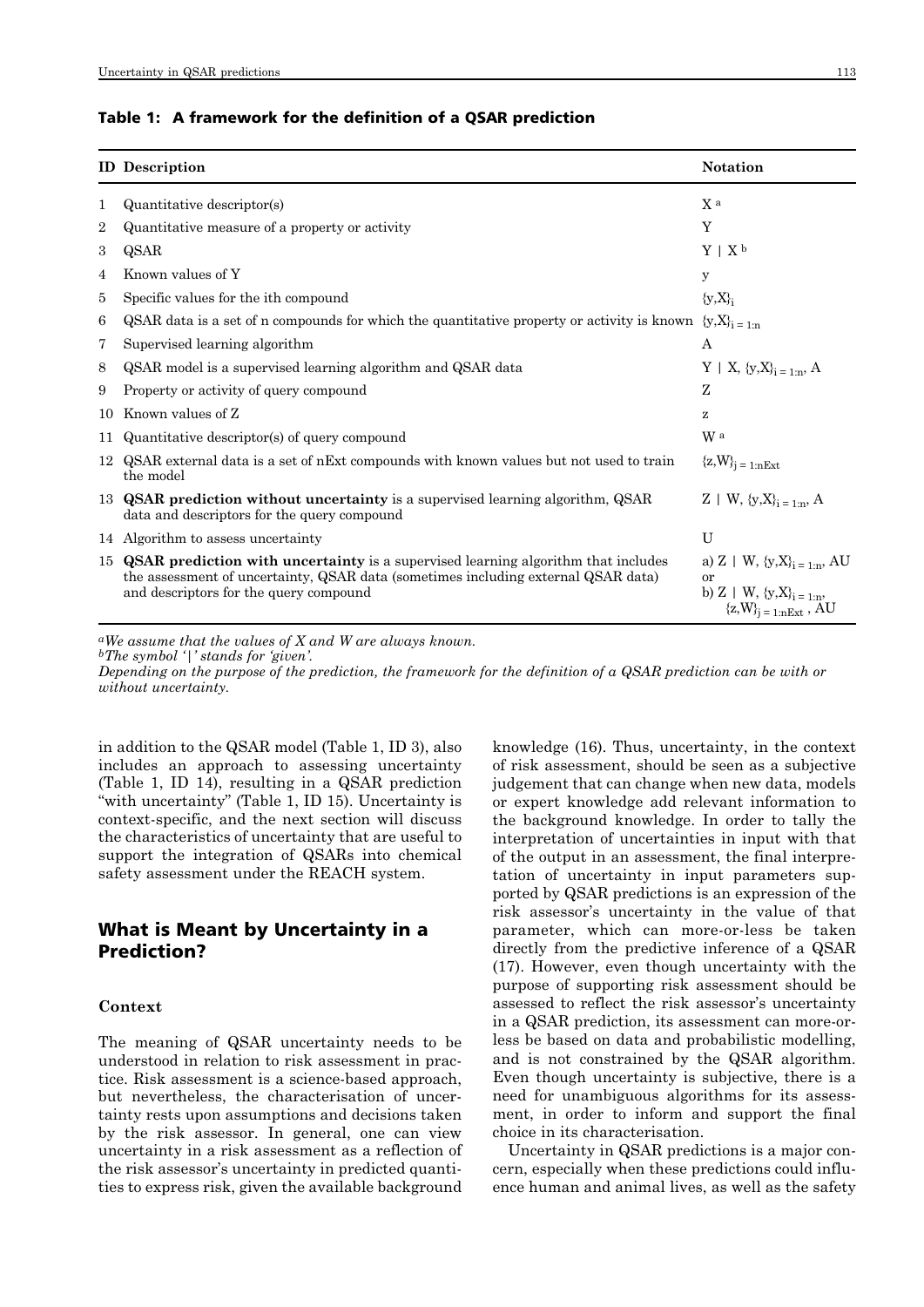**Table 1: A framework for the definition of a QSAR prediction**

| ID | Description | Notation |
|---|---|---|
| 1 | Quantitative descriptor(s) | X [a] |
| 2 | Quantitative measure of a property or activity | Y |
| 3 | QSAR | Y \| X [b] |
| 4 | Known values of Y | y |
| 5 | Specific values for the ith compound | $\{y,X\}_i$ |
| 6 | QSAR data is a set of n compounds for which the quantitative property or activity is known | $\{y,X\}_{i=1:n}$ |
| 7 | Supervised learning algorithm | A |
| 8 | QSAR model is a supervised learning algorithm and QSAR data | Y \| X, $\{y,X\}_{i=1:n}$, A |
| 9 | Property or activity of query compound | Z |
| 10 | Known values of Z | z |
| 11 | Quantitative descriptor(s) of query compound | W [a] |
| 12 | QSAR external data is a set of nExt compounds with known values but not used to train the model | $\{z,W\}_{j=1:nExt}$ |
| 13 | **QSAR prediction without uncertainty** is a supervised learning algorithm, QSAR data and descriptors for the query compound | Z \| W, $\{y,X\}_{i=1:n}$, A |
| 14 | Algorithm to assess uncertainty | U |
| 15 | **QSAR prediction with uncertainty** is a supervised learning algorithm that includes the assessment of uncertainty, QSAR data (sometimes including external QSAR data) and descriptors for the query compound | a) Z \| W, $\{y,X\}_{i=1:n}$, AU or b) Z \| W, $\{y,X\}_{i=1:n}$, $\{z,W\}_{j=1:nExt}$, AU |

[a] *We assume that the values of X and W are always known.*
[b] *The symbol '|' stands for 'given'.*
*Depending on the purpose of the prediction, the framework for the definition of a QSAR prediction can be with or without uncertainty.*

in addition to the QSAR model (Table 1, ID 3), also includes an approach to assessing uncertainty (Table 1, ID 14), resulting in a QSAR prediction "with uncertainty" (Table 1, ID 15). Uncertainty is context-specific, and the next section will discuss the characteristics of uncertainty that are useful to support the integration of QSARs into chemical safety assessment under the REACH system.

## What is Meant by Uncertainty in a Prediction?

### Context

The meaning of QSAR uncertainty needs to be understood in relation to risk assessment in practice. Risk assessment is a science-based approach, but nevertheless, the characterisation of uncertainty rests upon assumptions and decisions taken by the risk assessor. In general, one can view uncertainty in a risk assessment as a reflection of the risk assessor's uncertainty in predicted quantities to express risk, given the available background knowledge (16). Thus, uncertainty, in the context of risk assessment, should be seen as a subjective judgement that can change when new data, models or expert knowledge add relevant information to the background knowledge. In order to tally the interpretation of uncertainties in input with that of the output in an assessment, the final interpretation of uncertainty in input parameters supported by QSAR predictions is an expression of the risk assessor's uncertainty in the value of that parameter, which can more-or-less be taken directly from the predictive inference of a QSAR (17). However, even though uncertainty with the purpose of supporting risk assessment should be assessed to reflect the risk assessor's uncertainty in a QSAR prediction, its assessment can more-or-less be based on data and probabilistic modelling, and is not constrained by the QSAR algorithm. Even though uncertainty is subjective, there is a need for unambiguous algorithms for its assessment, in order to inform and support the final choice in its characterisation.

Uncertainty in QSAR predictions is a major concern, especially when these predictions could influence human and animal lives, as well as the safety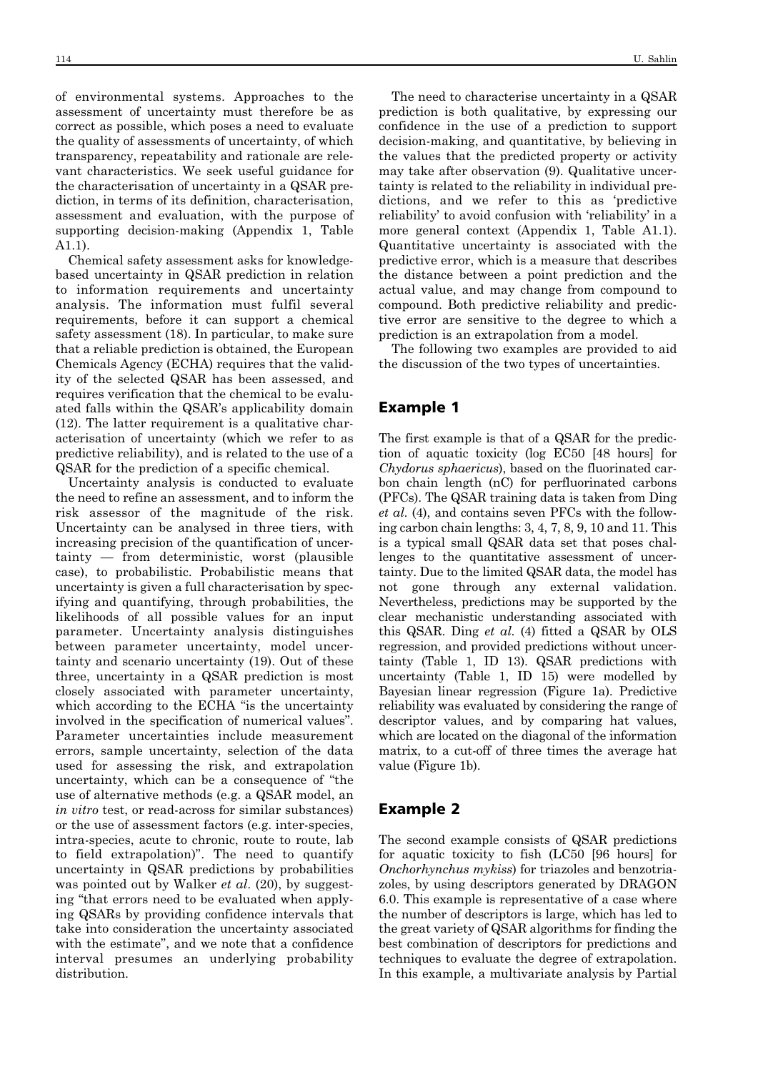of environmental systems. Approaches to the assessment of uncertainty must therefore be as correct as possible, which poses a need to evaluate the quality of assessments of uncertainty, of which transparency, repeatability and rationale are relevant characteristics. We seek useful guidance for the characterisation of uncertainty in a QSAR prediction, in terms of its definition, characterisation, assessment and evaluation, with the purpose of supporting decision-making (Appendix 1, Table A1.1).

Chemical safety assessment asks for knowledge-based uncertainty in QSAR prediction in relation to information requirements and uncertainty analysis. The information must fulfil several requirements, before it can support a chemical safety assessment (18). In particular, to make sure that a reliable prediction is obtained, the European Chemicals Agency (ECHA) requires that the validity of the selected QSAR has been assessed, and requires verification that the chemical to be evaluated falls within the QSAR's applicability domain (12). The latter requirement is a qualitative characterisation of uncertainty (which we refer to as predictive reliability), and is related to the use of a QSAR for the prediction of a specific chemical.

Uncertainty analysis is conducted to evaluate the need to refine an assessment, and to inform the risk assessor of the magnitude of the risk. Uncertainty can be analysed in three tiers, with increasing precision of the quantification of uncertainty — from deterministic, worst (plausible case), to probabilistic. Probabilistic means that uncertainty is given a full characterisation by specifying and quantifying, through probabilities, the likelihoods of all possible values for an input parameter. Uncertainty analysis distinguishes between parameter uncertainty, model uncertainty and scenario uncertainty (19). Out of these three, uncertainty in a QSAR prediction is most closely associated with parameter uncertainty, which according to the ECHA "is the uncertainty involved in the specification of numerical values". Parameter uncertainties include measurement errors, sample uncertainty, selection of the data used for assessing the risk, and extrapolation uncertainty, which can be a consequence of "the use of alternative methods (e.g. a QSAR model, an *in vitro* test, or read-across for similar substances) or the use of assessment factors (e.g. inter-species, intra-species, acute to chronic, route to route, lab to field extrapolation)". The need to quantify uncertainty in QSAR predictions by probabilities was pointed out by Walker *et al.* (20), by suggesting "that errors need to be evaluated when applying QSARs by providing confidence intervals that take into consideration the uncertainty associated with the estimate", and we note that a confidence interval presumes an underlying probability distribution.

The need to characterise uncertainty in a QSAR prediction is both qualitative, by expressing our confidence in the use of a prediction to support decision-making, and quantitative, by believing in the values that the predicted property or activity may take after observation (9). Qualitative uncertainty is related to the reliability in individual predictions, and we refer to this as 'predictive reliability' to avoid confusion with 'reliability' in a more general context (Appendix 1, Table A1.1). Quantitative uncertainty is associated with the predictive error, which is a measure that describes the distance between a point prediction and the actual value, and may change from compound to compound. Both predictive reliability and predictive error are sensitive to the degree to which a prediction is an extrapolation from a model.

The following two examples are provided to aid the discussion of the two types of uncertainties.

## Example 1

The first example is that of a QSAR for the prediction of aquatic toxicity (log EC50 [48 hours] for *Chydorus sphaericus*), based on the fluorinated carbon chain length (nC) for perfluorinated carbons (PFCs). The QSAR training data is taken from Ding *et al.* (4), and contains seven PFCs with the following carbon chain lengths: 3, 4, 7, 8, 9, 10 and 11. This is a typical small QSAR data set that poses challenges to the quantitative assessment of uncertainty. Due to the limited QSAR data, the model has not gone through any external validation. Nevertheless, predictions may be supported by the clear mechanistic understanding associated with this QSAR. Ding *et al.* (4) fitted a QSAR by OLS regression, and provided predictions without uncertainty (Table 1, ID 13). QSAR predictions with uncertainty (Table 1, ID 15) were modelled by Bayesian linear regression (Figure 1a). Predictive reliability was evaluated by considering the range of descriptor values, and by comparing hat values, which are located on the diagonal of the information matrix, to a cut-off of three times the average hat value (Figure 1b).

## Example 2

The second example consists of QSAR predictions for aquatic toxicity to fish (LC50 [96 hours] for *Onchorhynchus mykiss*) for triazoles and benzotriazoles, by using descriptors generated by DRAGON 6.0. This example is representative of a case where the number of descriptors is large, which has led to the great variety of QSAR algorithms for finding the best combination of descriptors for predictions and techniques to evaluate the degree of extrapolation. In this example, a multivariate analysis by Partial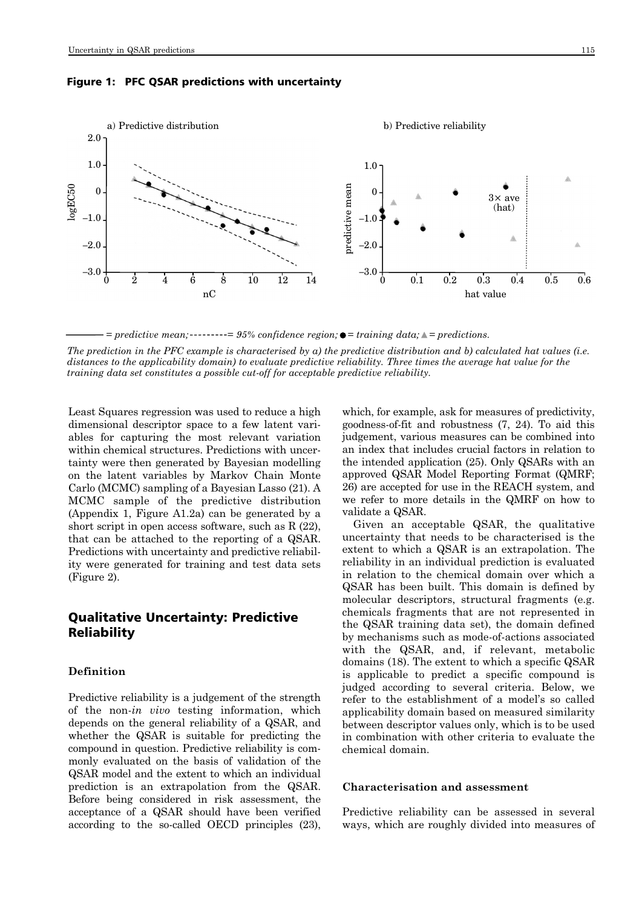**Figure 1: PFC QSAR predictions with uncertainty**

*——— = predictive mean; --------- = 95% confidence region; ● = training data; ▲ = predictions.*

*The prediction in the PFC example is characterised by a) the predictive distribution and b) calculated hat values (i.e. distances to the applicability domain) to evaluate predictive reliability. Three times the average hat value for the training data set constitutes a possible cut-off for acceptable predictive reliability.*

Least Squares regression was used to reduce a high dimensional descriptor space to a few latent variables for capturing the most relevant variation within chemical structures. Predictions with uncertainty were then generated by Bayesian modelling on the latent variables by Markov Chain Monte Carlo (MCMC) sampling of a Bayesian Lasso (21). A MCMC sample of the predictive distribution (Appendix 1, Figure A1.2a) can be generated by a short script in open access software, such as R (22), that can be attached to the reporting of a QSAR. Predictions with uncertainty and predictive reliability were generated for training and test data sets (Figure 2).

## Qualitative Uncertainty: Predictive Reliability

### Definition

Predictive reliability is a judgement of the strength of the non-*in vivo* testing information, which depends on the general reliability of a QSAR, and whether the QSAR is suitable for predicting the compound in question. Predictive reliability is commonly evaluated on the basis of validation of the QSAR model and the extent to which an individual prediction is an extrapolation from the QSAR. Before being considered in risk assessment, the acceptance of a QSAR should have been verified according to the so-called OECD principles (23), which, for example, ask for measures of predictivity, goodness-of-fit and robustness (7, 24). To aid this judgement, various measures can be combined into an index that includes crucial factors in relation to the intended application (25). Only QSARs with an approved QSAR Model Reporting Format (QMRF; 26) are accepted for use in the REACH system, and we refer to more details in the QMRF on how to validate a QSAR.

Given an acceptable QSAR, the qualitative uncertainty that needs to be characterised is the extent to which a QSAR is an extrapolation. The reliability in an individual prediction is evaluated in relation to the chemical domain over which a QSAR has been built. This domain is defined by molecular descriptors, structural fragments (e.g. chemicals fragments that are not represented in the QSAR training data set), the domain defined by mechanisms such as mode-of-actions associated with the QSAR, and, if relevant, metabolic domains (18). The extent to which a specific QSAR is applicable to predict a specific compound is judged according to several criteria. Below, we refer to the establishment of a model's so called applicability domain based on measured similarity between descriptor values only, which is to be used in combination with other criteria to evaluate the chemical domain.

### Characterisation and assessment

Predictive reliability can be assessed in several ways, which are roughly divided into measures of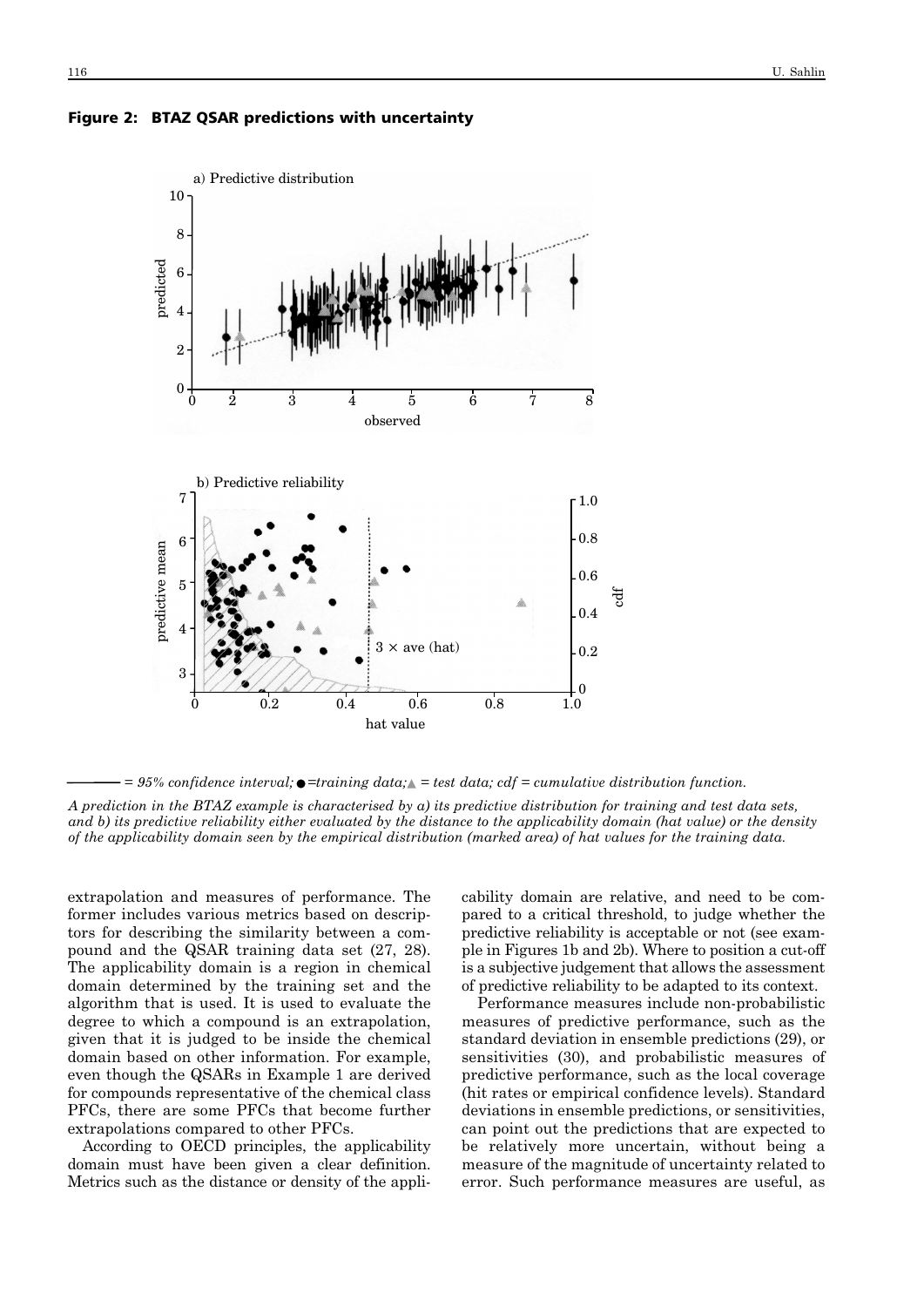**Figure 2: BTAZ QSAR predictions with uncertainty**

——— = 95% confidence interval; ● = training data; ▲ = test data; cdf = cumulative distribution function.

*A prediction in the BTAZ example is characterised by a) its predictive distribution for training and test data sets, and b) its predictive reliability either evaluated by the distance to the applicability domain (hat value) or the density of the applicability domain seen by the empirical distribution (marked area) of hat values for the training data.*

extrapolation and measures of performance. The former includes various metrics based on descriptors for describing the similarity between a compound and the QSAR training data set (27, 28). The applicability domain is a region in chemical domain determined by the training set and the algorithm that is used. It is used to evaluate the degree to which a compound is an extrapolation, given that it is judged to be inside the chemical domain based on other information. For example, even though the QSARs in Example 1 are derived for compounds representative of the chemical class PFCs, there are some PFCs that become further extrapolations compared to other PFCs.

According to OECD principles, the applicability domain must have been given a clear definition. Metrics such as the distance or density of the applicability domain are relative, and need to be compared to a critical threshold, to judge whether the predictive reliability is acceptable or not (see example in Figures 1b and 2b). Where to position a cut-off is a subjective judgement that allows the assessment of predictive reliability to be adapted to its context.

Performance measures include non-probabilistic measures of predictive performance, such as the standard deviation in ensemble predictions (29), or sensitivities (30), and probabilistic measures of predictive performance, such as the local coverage (hit rates or empirical confidence levels). Standard deviations in ensemble predictions, or sensitivities, can point out the predictions that are expected to be relatively more uncertain, without being a measure of the magnitude of uncertainty related to error. Such performance measures are useful, as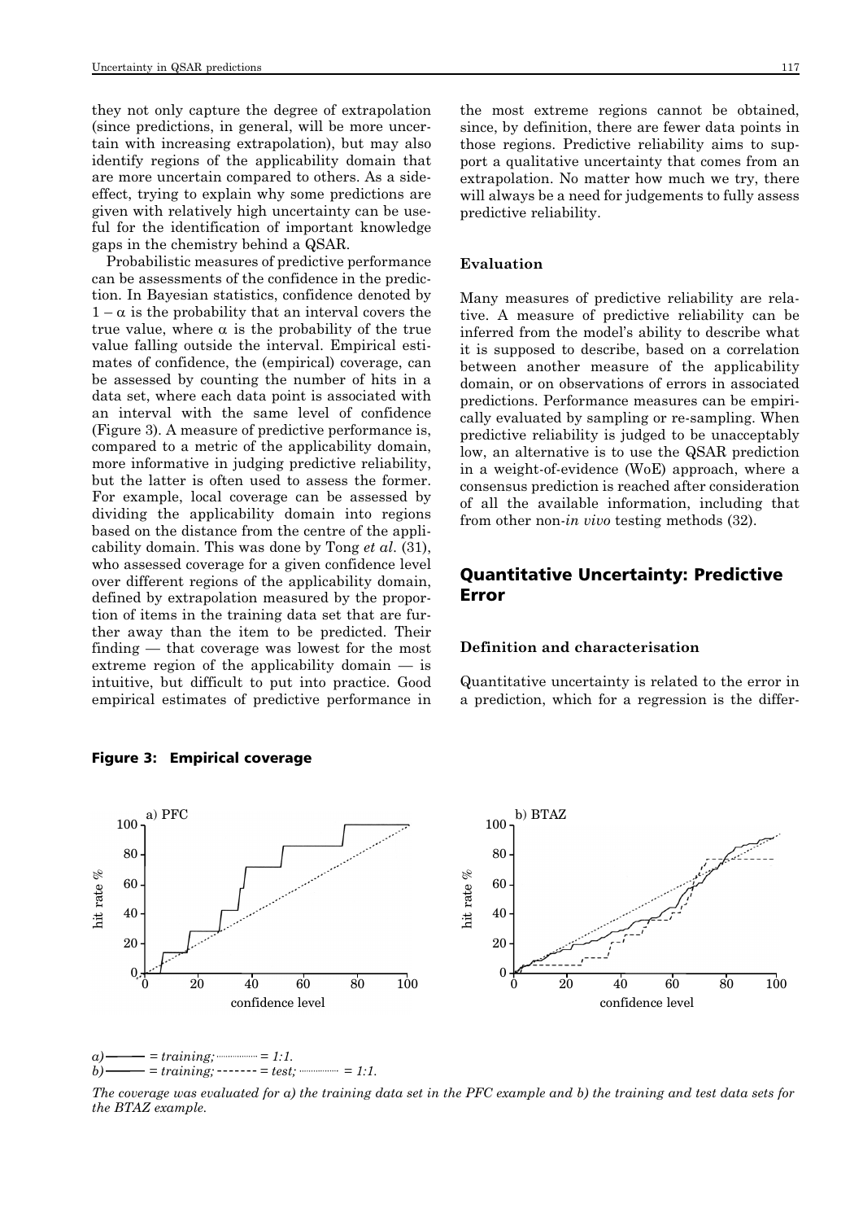they not only capture the degree of extrapolation (since predictions, in general, will be more uncertain with increasing extrapolation), but may also identify regions of the applicability domain that are more uncertain compared to others. As a side-effect, trying to explain why some predictions are given with relatively high uncertainty can be useful for the identification of important knowledge gaps in the chemistry behind a QSAR.

Probabilistic measures of predictive performance can be assessments of the confidence in the prediction. In Bayesian statistics, confidence denoted by $1 - \alpha$ is the probability that an interval covers the true value, where $\alpha$ is the probability of the true value falling outside the interval. Empirical estimates of confidence, the (empirical) coverage, can be assessed by counting the number of hits in a data set, where each data point is associated with an interval with the same level of confidence (Figure 3). A measure of predictive performance is, compared to a metric of the applicability domain, more informative in judging predictive reliability, but the latter is often used to assess the former. For example, local coverage can be assessed by dividing the applicability domain into regions based on the distance from the centre of the applicability domain. This was done by Tong *et al*. (31), who assessed coverage for a given confidence level over different regions of the applicability domain, defined by extrapolation measured by the proportion of items in the training data set that are further away than the item to be predicted. Their finding — that coverage was lowest for the most extreme region of the applicability domain — is intuitive, but difficult to put into practice. Good empirical estimates of predictive performance in the most extreme regions cannot be obtained, since, by definition, there are fewer data points in those regions. Predictive reliability aims to support a qualitative uncertainty that comes from an extrapolation. No matter how much we try, there will always be a need for judgements to fully assess predictive reliability.

### Evaluation

Many measures of predictive reliability are relative. A measure of predictive reliability can be inferred from the model's ability to describe what it is supposed to describe, based on a correlation between another measure of the applicability domain, or on observations of errors in associated predictions. Performance measures can be empirically evaluated by sampling or re-sampling. When predictive reliability is judged to be unacceptably low, an alternative is to use the QSAR prediction in a weight-of-evidence (WoE) approach, where a consensus prediction is reached after consideration of all the available information, including that from other non-*in vivo* testing methods (32).

## Quantitative Uncertainty: Predictive Error

### Definition and characterisation

Quantitative uncertainty is related to the error in a prediction, which for a regression is the differ-

**Figure 3: Empirical coverage**

*a)* ——— *= training;* ········ *= 1:1.*
*b)* ——— *= training;* - - - - - - - *= test;* ········ *= 1:1.*

*The coverage was evaluated for a) the training data set in the PFC example and b) the training and test data sets for the BTAZ example.*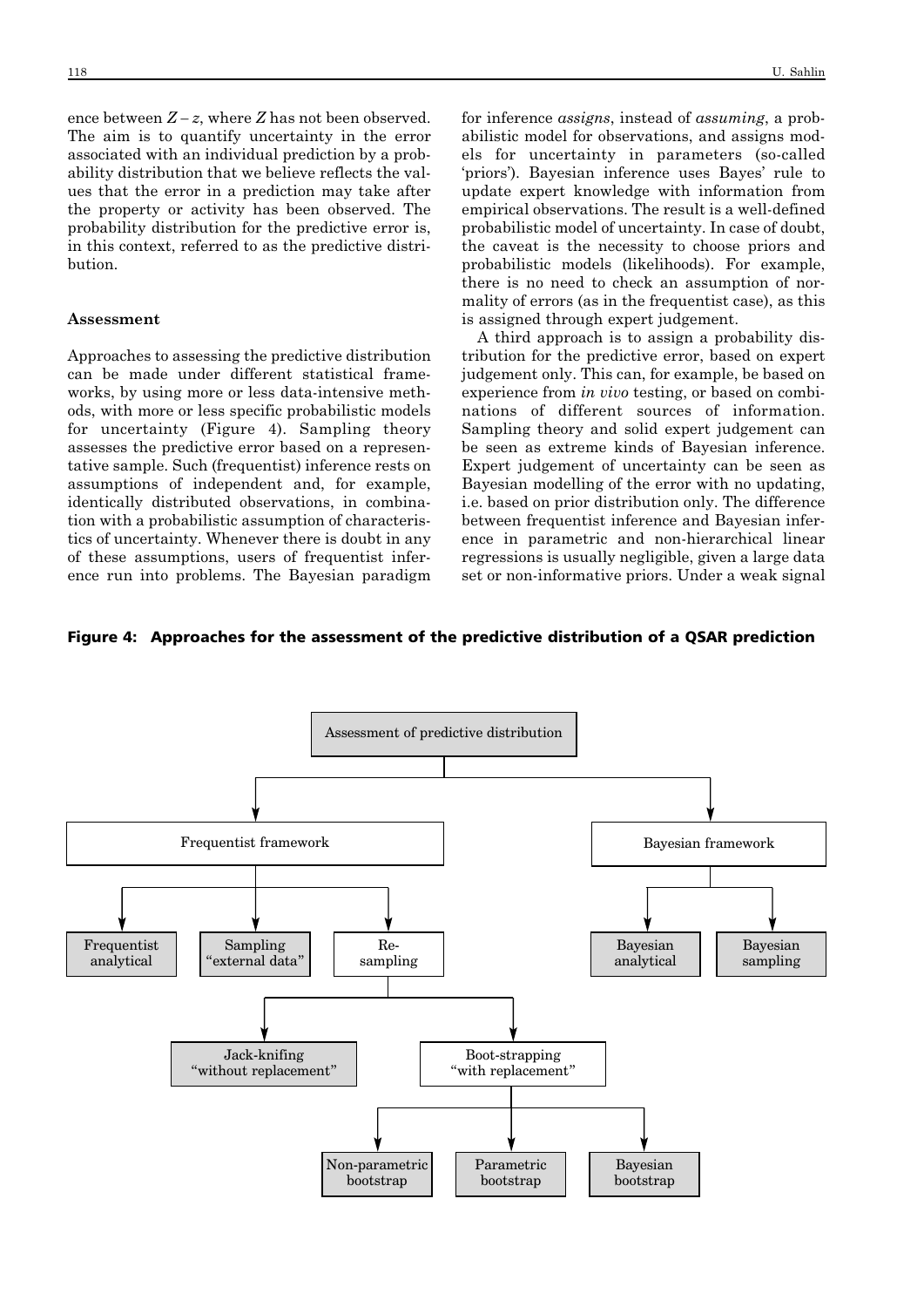ence between $Z - z$, where $Z$ has not been observed. The aim is to quantify uncertainty in the error associated with an individual prediction by a probability distribution that we believe reflects the values that the error in a prediction may take after the property or activity has been observed. The probability distribution for the predictive error is, in this context, referred to as the predictive distribution.

### Assessment

Approaches to assessing the predictive distribution can be made under different statistical frameworks, by using more or less data-intensive methods, with more or less specific probabilistic models for uncertainty (Figure 4). Sampling theory assesses the predictive error based on a representative sample. Such (frequentist) inference rests on assumptions of independent and, for example, identically distributed observations, in combination with a probabilistic assumption of characteristics of uncertainty. Whenever there is doubt in any of these assumptions, users of frequentist inference run into problems. The Bayesian paradigm for inference *assigns*, instead of *assuming*, a probabilistic model for observations, and assigns models for uncertainty in parameters (so-called 'priors'). Bayesian inference uses Bayes' rule to update expert knowledge with information from empirical observations. The result is a well-defined probabilistic model of uncertainty. In case of doubt, the caveat is the necessity to choose priors and probabilistic models (likelihoods). For example, there is no need to check an assumption of normality of errors (as in the frequentist case), as this is assigned through expert judgement.

A third approach is to assign a probability distribution for the predictive error, based on expert judgement only. This can, for example, be based on experience from *in vivo* testing, or based on combinations of different sources of information. Sampling theory and solid expert judgement can be seen as extreme kinds of Bayesian inference. Expert judgement of uncertainty can be seen as Bayesian modelling of the error with no updating, i.e. based on prior distribution only. The difference between frequentist inference and Bayesian inference in parametric and non-hierarchical linear regressions is usually negligible, given a large data set or non-informative priors. Under a weak signal

**Figure 4: Approaches for the assessment of the predictive distribution of a QSAR prediction**

- Assessment of predictive distribution
  - Frequentist framework
    - Frequentist analytical
    - Sampling "external data"
    - Re-sampling
      - Jack-knifing "without replacement"
      - Boot-strapping "with replacement"
        - Non-parametric bootstrap
        - Parametric bootstrap
        - Bayesian bootstrap
  - Bayesian framework
    - Bayesian analytical
    - Bayesian sampling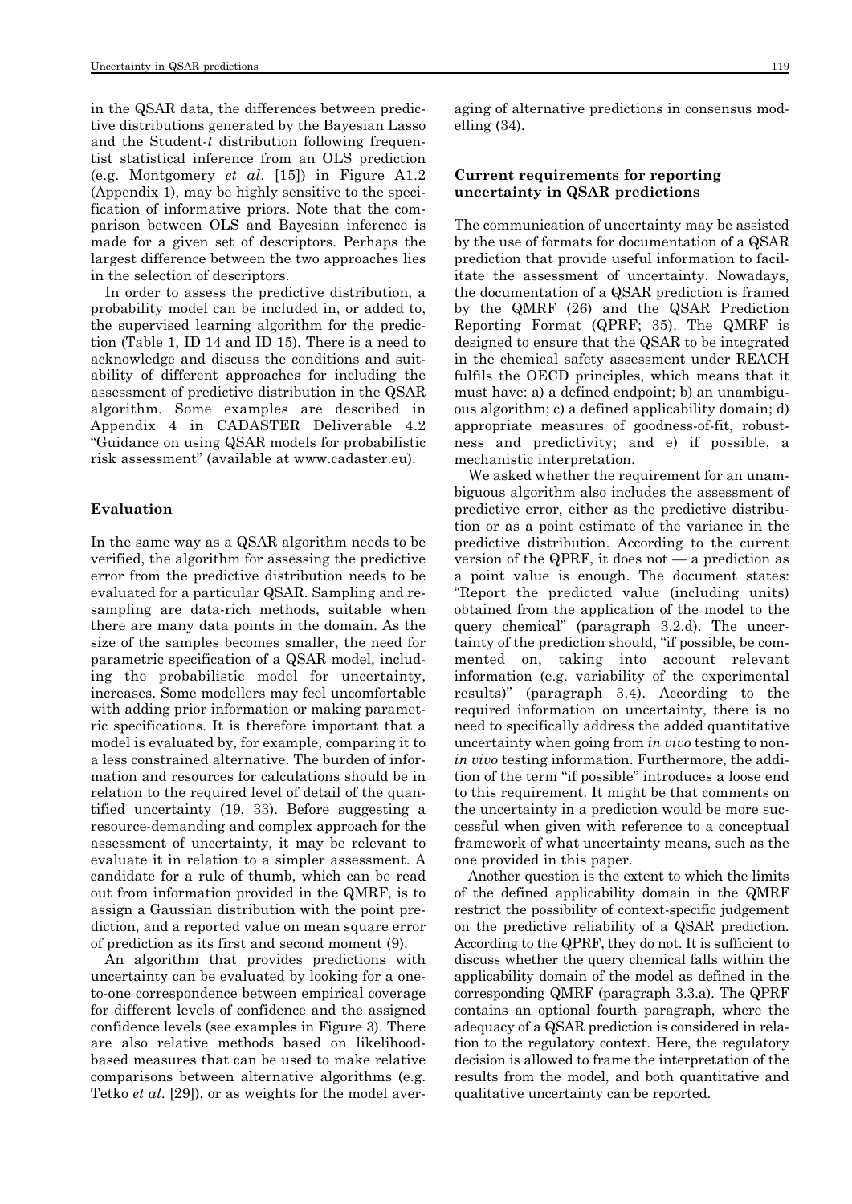in the QSAR data, the differences between predictive distributions generated by the Bayesian Lasso and the Student-*t* distribution following frequentist statistical inference from an OLS prediction (e.g. Montgomery *et al*. [15]) in Figure A1.2 (Appendix 1), may be highly sensitive to the specification of informative priors. Note that the comparison between OLS and Bayesian inference is made for a given set of descriptors. Perhaps the largest difference between the two approaches lies in the selection of descriptors.

In order to assess the predictive distribution, a probability model can be included in, or added to, the supervised learning algorithm for the prediction (Table 1, ID 14 and ID 15). There is a need to acknowledge and discuss the conditions and suitability of different approaches for including the assessment of predictive distribution in the QSAR algorithm. Some examples are described in Appendix 4 in CADASTER Deliverable 4.2 "Guidance on using QSAR models for probabilistic risk assessment" (available at www.cadaster.eu).

## Evaluation

In the same way as a QSAR algorithm needs to be verified, the algorithm for assessing the predictive error from the predictive distribution needs to be evaluated for a particular QSAR. Sampling and resampling are data-rich methods, suitable when there are many data points in the domain. As the size of the samples becomes smaller, the need for parametric specification of a QSAR model, including the probabilistic model for uncertainty, increases. Some modellers may feel uncomfortable with adding prior information or making parametric specifications. It is therefore important that a model is evaluated by, for example, comparing it to a less constrained alternative. The burden of information and resources for calculations should be in relation to the required level of detail of the quantified uncertainty (19, 33). Before suggesting a resource-demanding and complex approach for the assessment of uncertainty, it may be relevant to evaluate it in relation to a simpler assessment. A candidate for a rule of thumb, which can be read out from information provided in the QMRF, is to assign a Gaussian distribution with the point prediction, and a reported value on mean square error of prediction as its first and second moment (9).

An algorithm that provides predictions with uncertainty can be evaluated by looking for a one-to-one correspondence between empirical coverage for different levels of confidence and the assigned confidence levels (see examples in Figure 3). There are also relative methods based on likelihood-based measures that can be used to make relative comparisons between alternative algorithms (e.g. Tetko *et al*. [29]), or as weights for the model averaging of alternative predictions in consensus modelling (34).

## Current requirements for reporting uncertainty in QSAR predictions

The communication of uncertainty may be assisted by the use of formats for documentation of a QSAR prediction that provide useful information to facilitate the assessment of uncertainty. Nowadays, the documentation of a QSAR prediction is framed by the QMRF (26) and the QSAR Prediction Reporting Format (QPRF; 35). The QMRF is designed to ensure that the QSAR to be integrated in the chemical safety assessment under REACH fulfils the OECD principles, which means that it must have: a) a defined endpoint; b) an unambiguous algorithm; c) a defined applicability domain; d) appropriate measures of goodness-of-fit, robustness and predictivity; and e) if possible, a mechanistic interpretation.

We asked whether the requirement for an unambiguous algorithm also includes the assessment of predictive error, either as the predictive distribution or as a point estimate of the variance in the predictive distribution. According to the current version of the QPRF, it does not — a prediction as a point value is enough. The document states: "Report the predicted value (including units) obtained from the application of the model to the query chemical" (paragraph 3.2.d). The uncertainty of the prediction should, "if possible, be commented on, taking into account relevant information (e.g. variability of the experimental results)" (paragraph 3.4). According to the required information on uncertainty, there is no need to specifically address the added quantitative uncertainty when going from *in vivo* testing to non-*in vivo* testing information. Furthermore, the addition of the term "if possible" introduces a loose end to this requirement. It might be that comments on the uncertainty in a prediction would be more successful when given with reference to a conceptual framework of what uncertainty means, such as the one provided in this paper.

Another question is the extent to which the limits of the defined applicability domain in the QMRF restrict the possibility of context-specific judgement on the predictive reliability of a QSAR prediction. According to the QPRF, they do not. It is sufficient to discuss whether the query chemical falls within the applicability domain of the model as defined in the corresponding QMRF (paragraph 3.3.a). The QPRF contains an optional fourth paragraph, where the adequacy of a QSAR prediction is considered in relation to the regulatory context. Here, the regulatory decision is allowed to frame the interpretation of the results from the model, and both quantitative and qualitative uncertainty can be reported.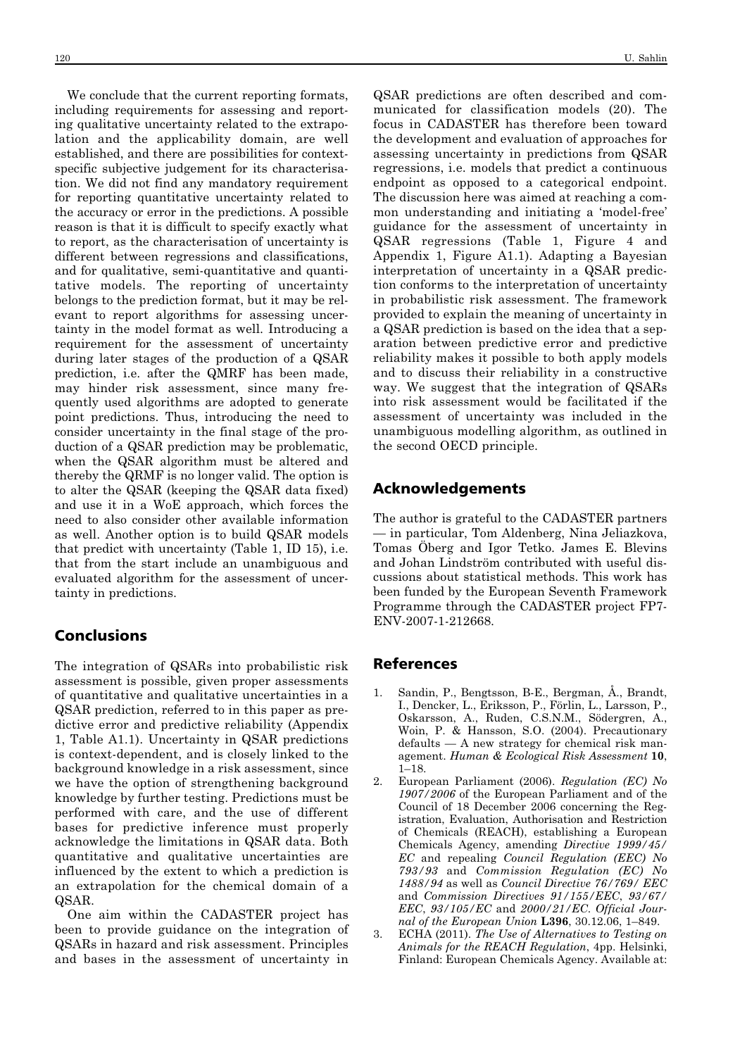We conclude that the current reporting formats, including requirements for assessing and reporting qualitative uncertainty related to the extrapolation and the applicability domain, are well established, and there are possibilities for context-specific subjective judgement for its characterisation. We did not find any mandatory requirement for reporting quantitative uncertainty related to the accuracy or error in the predictions. A possible reason is that it is difficult to specify exactly what to report, as the characterisation of uncertainty is different between regressions and classifications, and for qualitative, semi-quantitative and quantitative models. The reporting of uncertainty belongs to the prediction format, but it may be relevant to report algorithms for assessing uncertainty in the model format as well. Introducing a requirement for the assessment of uncertainty during later stages of the production of a QSAR prediction, i.e. after the QMRF has been made, may hinder risk assessment, since many frequently used algorithms are adopted to generate point predictions. Thus, introducing the need to consider uncertainty in the final stage of the production of a QSAR prediction may be problematic, when the QSAR algorithm must be altered and thereby the QRMF is no longer valid. The option is to alter the QSAR (keeping the QSAR data fixed) and use it in a WoE approach, which forces the need to also consider other available information as well. Another option is to build QSAR models that predict with uncertainty (Table 1, ID 15), i.e. that from the start include an unambiguous and evaluated algorithm for the assessment of uncertainty in predictions.

## Conclusions

The integration of QSARs into probabilistic risk assessment is possible, given proper assessments of quantitative and qualitative uncertainties in a QSAR prediction, referred to in this paper as predictive error and predictive reliability (Appendix 1, Table A1.1). Uncertainty in QSAR predictions is context-dependent, and is closely linked to the background knowledge in a risk assessment, since we have the option of strengthening background knowledge by further testing. Predictions must be performed with care, and the use of different bases for predictive inference must properly acknowledge the limitations in QSAR data. Both quantitative and qualitative uncertainties are influenced by the extent to which a prediction is an extrapolation for the chemical domain of a QSAR.

One aim within the CADASTER project has been to provide guidance on the integration of QSARs in hazard and risk assessment. Principles and bases in the assessment of uncertainty in QSAR predictions are often described and communicated for classification models (20). The focus in CADASTER has therefore been toward the development and evaluation of approaches for assessing uncertainty in predictions from QSAR regressions, i.e. models that predict a continuous endpoint as opposed to a categorical endpoint. The discussion here was aimed at reaching a common understanding and initiating a 'model-free' guidance for the assessment of uncertainty in QSAR regressions (Table 1, Figure 4 and Appendix 1, Figure A1.1). Adapting a Bayesian interpretation of uncertainty in a QSAR prediction conforms to the interpretation of uncertainty in probabilistic risk assessment. The framework provided to explain the meaning of uncertainty in a QSAR prediction is based on the idea that a separation between predictive error and predictive reliability makes it possible to both apply models and to discuss their reliability in a constructive way. We suggest that the integration of QSARs into risk assessment would be facilitated if the assessment of uncertainty was included in the unambiguous modelling algorithm, as outlined in the second OECD principle.

## Acknowledgements

The author is grateful to the CADASTER partners — in particular, Tom Aldenberg, Nina Jeliazkova, Tomas Öberg and Igor Tetko. James E. Blevins and Johan Lindström contributed with useful discussions about statistical methods. This work has been funded by the European Seventh Framework Programme through the CADASTER project FP7-ENV-2007-1-212668.

## References

1. Sandin, P., Bengtsson, B-E., Bergman, Å., Brandt, I., Dencker, L., Eriksson, P., Förlin, L., Larsson, P., Oskarsson, A., Ruden, C.S.N.M., Södergren, A., Woin, P. & Hansson, S.O. (2004). Precautionary defaults — A new strategy for chemical risk management. *Human & Ecological Risk Assessment* **10**, 1–18.
2. European Parliament (2006). *Regulation (EC) No 1907/2006* of the European Parliament and of the Council of 18 December 2006 concerning the Registration, Evaluation, Authorisation and Restriction of Chemicals (REACH), establishing a European Chemicals Agency, amending *Directive 1999/45/EC* and repealing *Council Regulation (EEC) No 793/93* and *Commission Regulation (EC) No 1488/94* as well as *Council Directive 76/769/EEC* and *Commission Directives 91/155/EEC*, *93/67/EEC*, *93/105/EC* and *2000/21/EC*. *Official Journal of the European Union* **L396**, 30.12.06, 1–849.
3. ECHA (2011). *The Use of Alternatives to Testing on Animals for the REACH Regulation*, 4pp. Helsinki, Finland: European Chemicals Agency. Available at: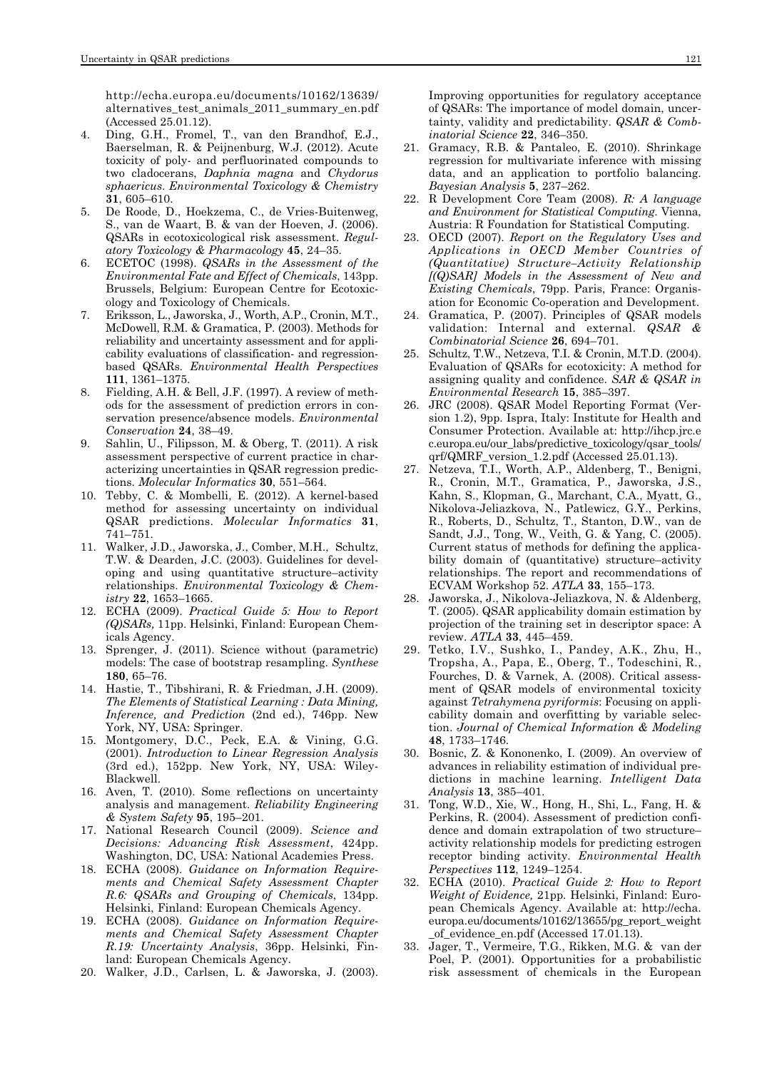http://echa.europa.eu/documents/10162/13639/alternatives_test_animals_2011_summary_en.pdf (Accessed 25.01.12).

4. Ding, G.H., Fromel, T., van den Brandhof, E.J., Baerselman, R. & Peijnenburg, W.J. (2012). Acute toxicity of poly- and perfluorinated compounds to two cladocerans, *Daphnia magna* and *Chydorus sphaericus*. *Environmental Toxicology & Chemistry* **31**, 605–610.
5. De Roode, D., Hoekzema, C., de Vries-Buitenweg, S., van de Waart, B. & van der Hoeven, J. (2006). QSARs in ecotoxicological risk assessment. *Regulatory Toxicology & Pharmacology* **45**, 24–35.
6. ECETOC (1998). *QSARs in the Assessment of the Environmental Fate and Effect of Chemicals*, 143pp. Brussels, Belgium: European Centre for Ecotoxicology and Toxicology of Chemicals.
7. Eriksson, L., Jaworska, J., Worth, A.P., Cronin, M.T., McDowell, R.M. & Gramatica, P. (2003). Methods for reliability and uncertainty assessment and for applicability evaluations of classification- and regression-based QSARs. *Environmental Health Perspectives* **111**, 1361–1375.
8. Fielding, A.H. & Bell, J.F. (1997). A review of methods for the assessment of prediction errors in conservation presence/absence models. *Environmental Conservation* **24**, 38–49.
9. Sahlin, U., Filipsson, M. & Oberg, T. (2011). A risk assessment perspective of current practice in characterizing uncertainties in QSAR regression predictions. *Molecular Informatics* **30**, 551–564.
10. Tebby, C. & Mombelli, E. (2012). A kernel-based method for assessing uncertainty on individual QSAR predictions. *Molecular Informatics* **31**, 741–751.
11. Walker, J.D., Jaworska, J., Comber, M.H., Schultz, T.W. & Dearden, J.C. (2003). Guidelines for developing and using quantitative structure–activity relationships. *Environmental Toxicology & Chemistry* **22**, 1653–1665.
12. ECHA (2009). *Practical Guide 5: How to Report (Q)SARs,* 11pp. Helsinki, Finland: European Chemicals Agency.
13. Sprenger, J. (2011). Science without (parametric) models: The case of bootstrap resampling. *Synthese* **180**, 65–76.
14. Hastie, T., Tibshirani, R. & Friedman, J.H. (2009). *The Elements of Statistical Learning : Data Mining, Inference, and Prediction* (2nd ed.), 746pp. New York, NY, USA: Springer.
15. Montgomery, D.C., Peck, E.A. & Vining, G.G. (2001). *Introduction to Linear Regression Analysis* (3rd ed.), 152pp. New York, NY, USA: Wiley-Blackwell.
16. Aven, T. (2010). Some reflections on uncertainty analysis and management. *Reliability Engineering & System Safety* **95**, 195–201.
17. National Research Council (2009). *Science and Decisions: Advancing Risk Assessment*, 424pp. Washington, DC, USA: National Academies Press.
18. ECHA (2008). *Guidance on Information Requirements and Chemical Safety Assessment Chapter R.6: QSARs and Grouping of Chemicals*, 134pp. Helsinki, Finland: European Chemicals Agency.
19. ECHA (2008). *Guidance on Information Requirements and Chemical Safety Assessment Chapter R.19: Uncertainty Analysis*, 36pp. Helsinki, Finland: European Chemicals Agency.
20. Walker, J.D., Carlsen, L. & Jaworska, J. (2003). Improving opportunities for regulatory acceptance of QSARs: The importance of model domain, uncertainty, validity and predictability. *QSAR & Combinatorial Science* **22**, 346–350.
21. Gramacy, R.B. & Pantaleo, E. (2010). Shrinkage regression for multivariate inference with missing data, and an application to portfolio balancing. *Bayesian Analysis* **5**, 237–262.
22. R Development Core Team (2008). *R: A language and Environment for Statistical Computing.* Vienna, Austria: R Foundation for Statistical Computing.
23. OECD (2007). *Report on the Regulatory Uses and Applications in OECD Member Countries of (Quantitative) Structure–Activity Relationship [(Q)SAR] Models in the Assessment of New and Existing Chemicals*, 79pp. Paris, France: Organisation for Economic Co-operation and Development.
24. Gramatica, P. (2007). Principles of QSAR models validation: Internal and external. *QSAR & Combinatorial Science* **26**, 694–701.
25. Schultz, T.W., Netzeva, T.I. & Cronin, M.T.D. (2004). Evaluation of QSARs for ecotoxicity: A method for assigning quality and confidence. *SAR & QSAR in Environmental Research* **15**, 385–397.
26. JRC (2008). QSAR Model Reporting Format (Version 1.2), 9pp. Ispra, Italy: Institute for Health and Consumer Protection. Available at: http://ihcp.jrc.ec.europa.eu/our_labs/predictive_toxicology/qsar_tools/qrf/QMRF_version_1.2.pdf (Accessed 25.01.13).
27. Netzeva, T.I., Worth, A.P., Aldenberg, T., Benigni, R., Cronin, M.T., Gramatica, P., Jaworska, J.S., Kahn, S., Klopman, G., Marchant, C.A., Myatt, G., Nikolova-Jeliazkova, N., Patlewicz, G.Y., Perkins, R., Roberts, D., Schultz, T., Stanton, D.W., van de Sandt, J.J., Tong, W., Veith, G. & Yang, C. (2005). Current status of methods for defining the applicability domain of (quantitative) structure–activity relationships. The report and recommendations of ECVAM Workshop 52. *ATLA* **33**, 155–173.
28. Jaworska, J., Nikolova-Jeliazkova, N. & Aldenberg, T. (2005). QSAR applicability domain estimation by projection of the training set in descriptor space: A review. *ATLA* **33**, 445–459.
29. Tetko, I.V., Sushko, I., Pandey, A.K., Zhu, H., Tropsha, A., Papa, E., Oberg, T., Todeschini, R., Fourches, D. & Varnek, A. (2008). Critical assessment of QSAR models of environmental toxicity against *Tetrahymena pyriformis*: Focusing on applicability domain and overfitting by variable selection. *Journal of Chemical Information & Modeling* **48**, 1733–1746.
30. Bosnic, Z. & Kononenko, I. (2009). An overview of advances in reliability estimation of individual predictions in machine learning. *Intelligent Data Analysis* **13**, 385–401.
31. Tong, W.D., Xie, W., Hong, H., Shi, L., Fang, H. & Perkins, R. (2004). Assessment of prediction confidence and domain extrapolation of two structure–activity relationship models for predicting estrogen receptor binding activity. *Environmental Health Perspectives* **112**, 1249–1254.
32. ECHA (2010). *Practical Guide 2: How to Report Weight of Evidence,* 21pp. Helsinki, Finland: European Chemicals Agency. Available at: http://echa.europa.eu/documents/10162/13655/pg_report_weight_of_evidence_en.pdf (Accessed 17.01.13).
33. Jager, T., Vermeire, T.G., Rikken, M.G. & van der Poel, P. (2001). Opportunities for a probabilistic risk assessment of chemicals in the European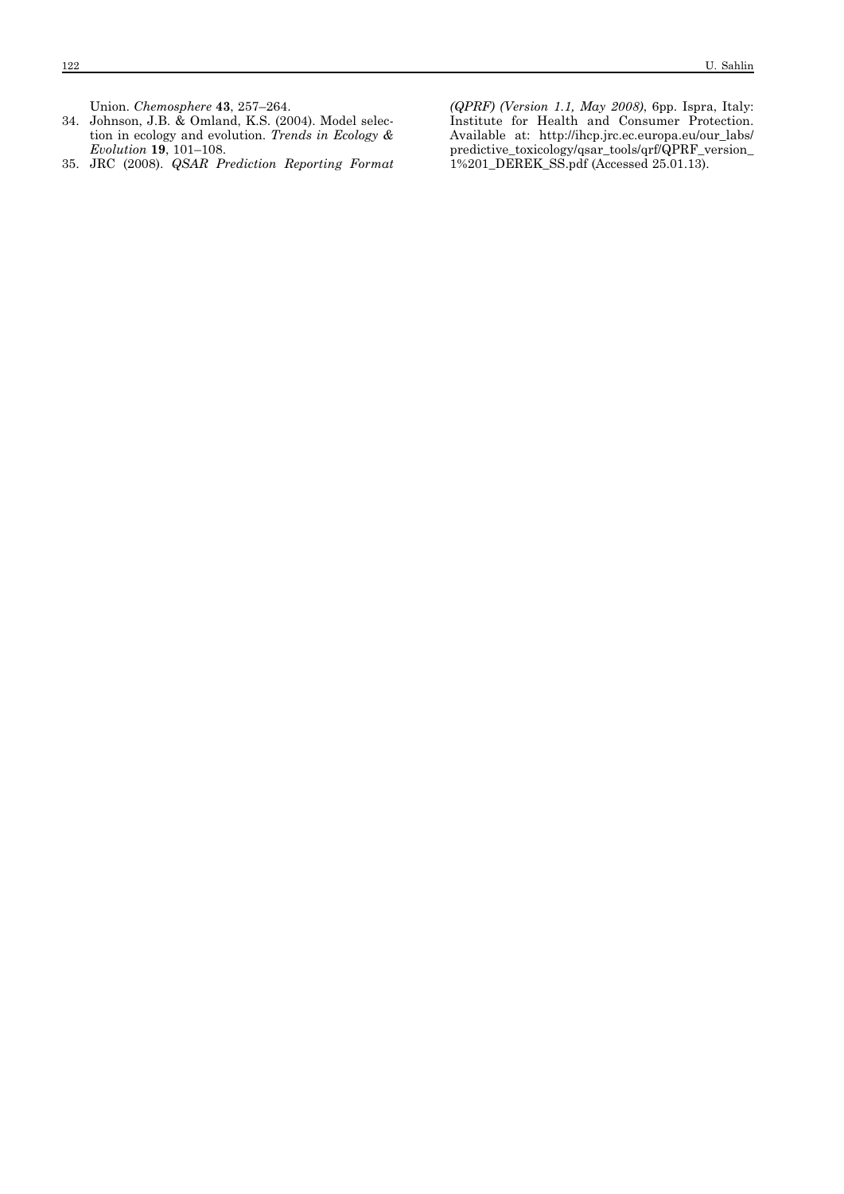Union. *Chemosphere* **43**, 257–264.

34. Johnson, J.B. & Omland, K.S. (2004). Model selection in ecology and evolution. *Trends in Ecology & Evolution* **19**, 101–108.
35. JRC (2008). *QSAR Prediction Reporting Format (QPRF) (Version 1.1, May 2008)*, 6pp. Ispra, Italy: Institute for Health and Consumer Protection. Available at: http://ihcp.jrc.ec.europa.eu/our_labs/predictive_toxicology/qsar_tools/qrf/QPRF_version_1%201_DEREK_SS.pdf (Accessed 25.01.13).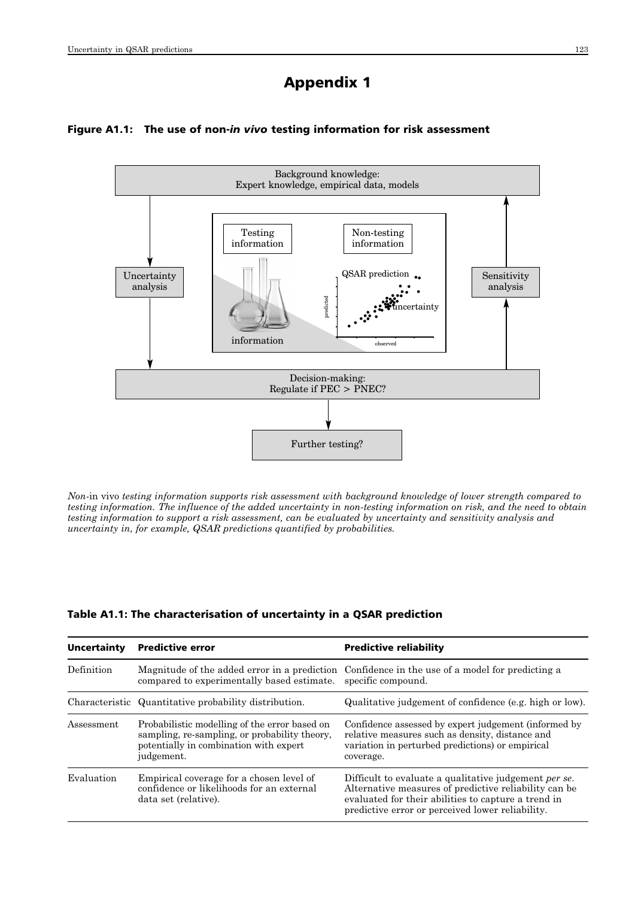# Appendix 1

**Figure A1.1: The use of non-*in vivo* testing information for risk assessment**

*Non-*in vivo *testing information supports risk assessment with background knowledge of lower strength compared to testing information. The influence of the added uncertainty in non-testing information on risk, and the need to obtain testing information to support a risk assessment, can be evaluated by uncertainty and sensitivity analysis and uncertainty in, for example, QSAR predictions quantified by probabilities.*

**Table A1.1: The characterisation of uncertainty in a QSAR prediction**

| Uncertainty | Predictive error | Predictive reliability |
|---|---|---|
| Definition | Magnitude of the added error in a prediction compared to experimentally based estimate. | Confidence in the use of a model for predicting a specific compound. |
| Characteristic | Quantitative probability distribution. | Qualitative judgement of confidence (e.g. high or low). |
| Assessment | Probabilistic modelling of the error based on sampling, re-sampling, or probability theory, potentially in combination with expert judgement. | Confidence assessed by expert judgement (informed by relative measures such as density, distance and variation in perturbed predictions) or empirical coverage. |
| Evaluation | Empirical coverage for a chosen level of confidence or likelihoods for an external data set (relative). | Difficult to evaluate a qualitative judgement *per se*. Alternative measures of predictive reliability can be evaluated for their abilities to capture a trend in predictive error or perceived lower reliability. |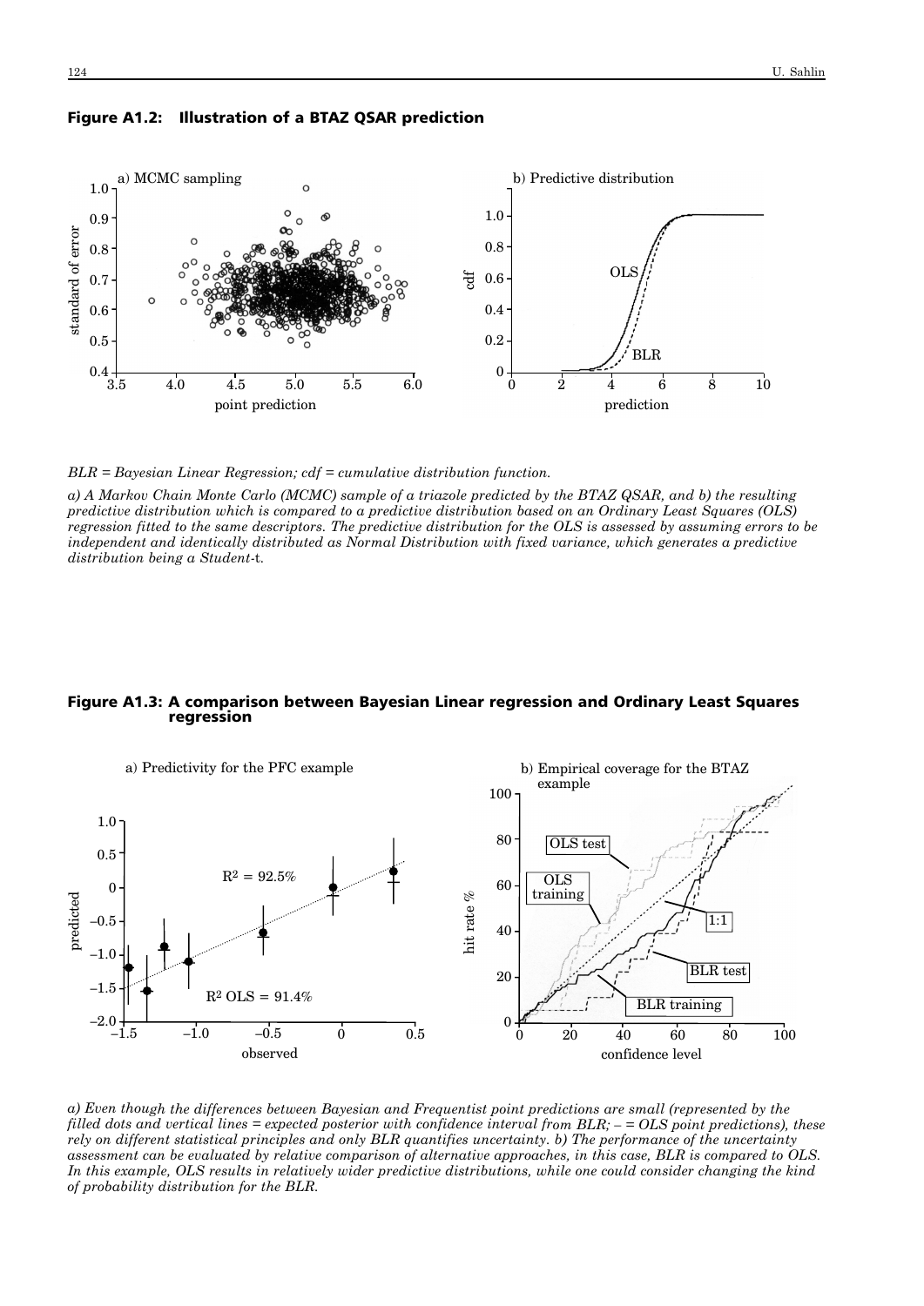**Figure A1.2: Illustration of a BTAZ QSAR prediction**

*BLR = Bayesian Linear Regression; cdf = cumulative distribution function.*

*a) A Markov Chain Monte Carlo (MCMC) sample of a triazole predicted by the BTAZ QSAR, and b) the resulting predictive distribution which is compared to a predictive distribution based on an Ordinary Least Squares (OLS) regression fitted to the same descriptors. The predictive distribution for the OLS is assessed by assuming errors to be independent and identically distributed as Normal Distribution with fixed variance, which generates a predictive distribution being a Student-t.*

**Figure A1.3: A comparison between Bayesian Linear regression and Ordinary Least Squares regression**

*a) Even though the differences between Bayesian and Frequentist point predictions are small (represented by the filled dots and vertical lines = expected posterior with confidence interval from BLR; – = OLS point predictions), these rely on different statistical principles and only BLR quantifies uncertainty. b) The performance of the uncertainty assessment can be evaluated by relative comparison of alternative approaches, in this case, BLR is compared to OLS. In this example, OLS results in relatively wider predictive distributions, while one could consider changing the kind of probability distribution for the BLR.*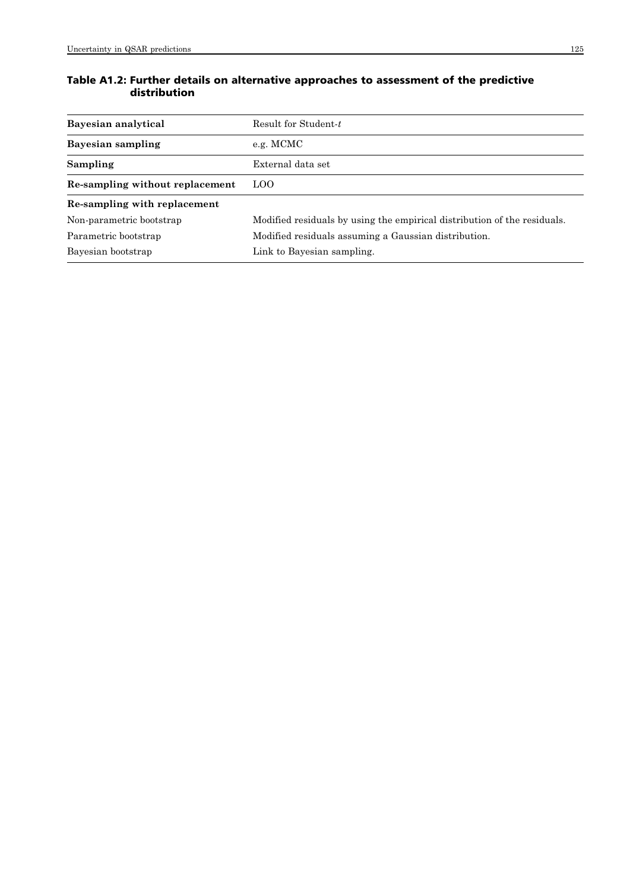**Table A1.2: Further details on alternative approaches to assessment of the predictive distribution**

| | |
|---|---|
| **Bayesian analytical** | Result for Student-$t$ |
| **Bayesian sampling** | e.g. MCMC |
| **Sampling** | External data set |
| **Re-sampling without replacement** | LOO |
| **Re-sampling with replacement** | |
| Non-parametric bootstrap | Modified residuals by using the empirical distribution of the residuals. |
| Parametric bootstrap | Modified residuals assuming a Gaussian distribution. |
| Bayesian bootstrap | Link to Bayesian sampling. |